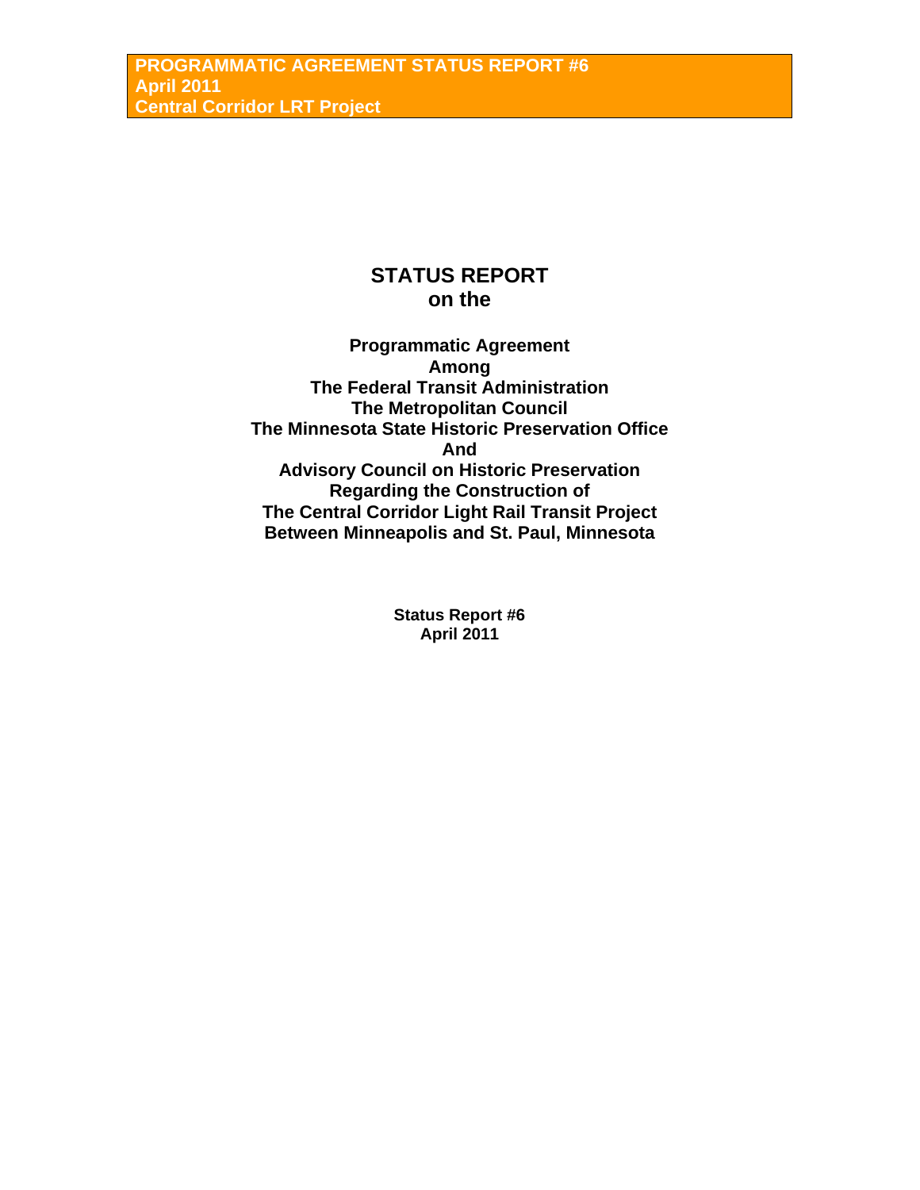# STATUS REPORT
# on the

**Programmatic Agreement**
**Among**
**The Federal Transit Administration**
**The Metropolitan Council**
**The Minnesota State Historic Preservation Office**
**And**
**Advisory Council on Historic Preservation**
**Regarding the Construction of**
**The Central Corridor Light Rail Transit Project**
**Between Minneapolis and St. Paul, Minnesota**

**Status Report #6**
**April 2011**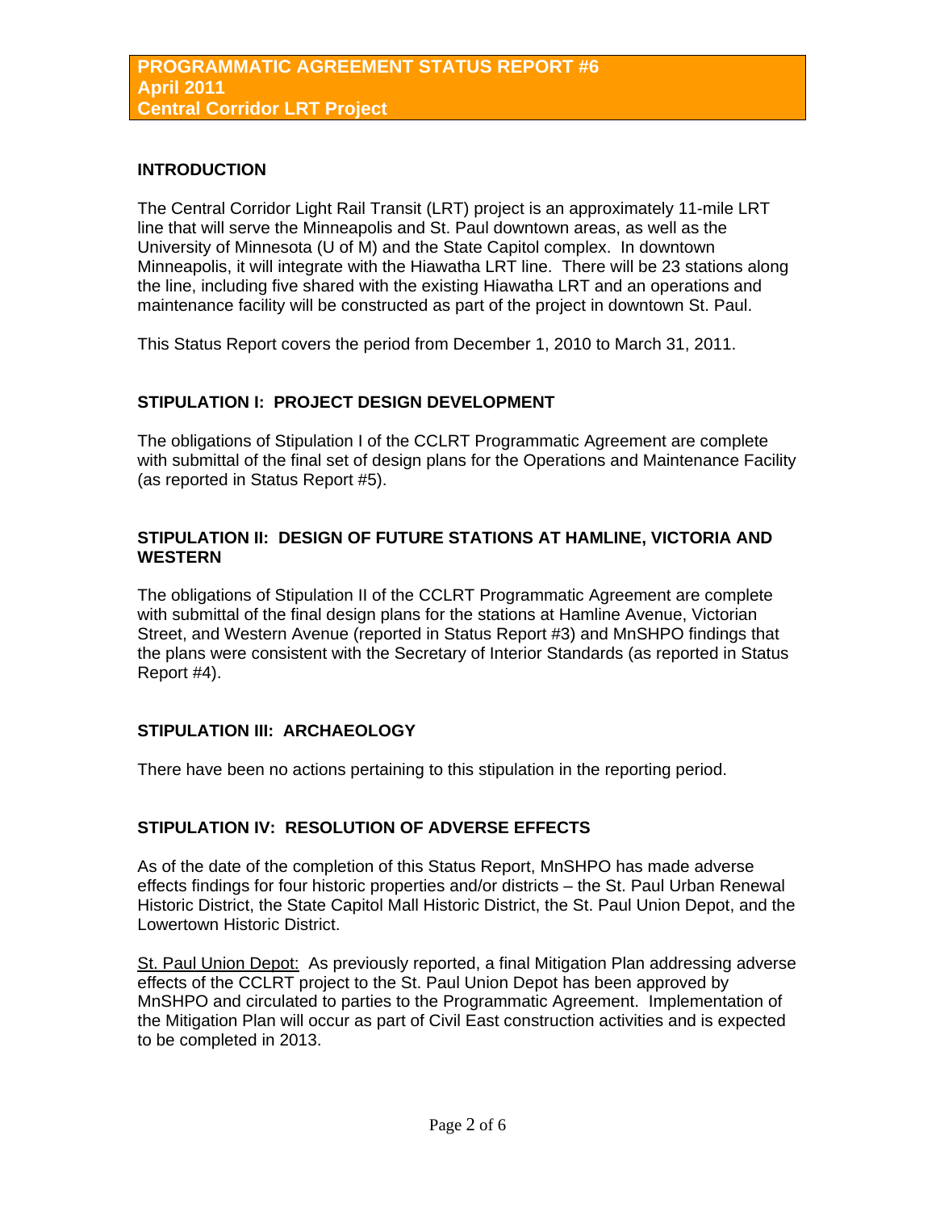**PROGRAMMATIC AGREEMENT STATUS REPORT #6**
**April 2011**
**Central Corridor LRT Project**

## INTRODUCTION

The Central Corridor Light Rail Transit (LRT) project is an approximately 11-mile LRT line that will serve the Minneapolis and St. Paul downtown areas, as well as the University of Minnesota (U of M) and the State Capitol complex. In downtown Minneapolis, it will integrate with the Hiawatha LRT line. There will be 23 stations along the line, including five shared with the existing Hiawatha LRT and an operations and maintenance facility will be constructed as part of the project in downtown St. Paul.

This Status Report covers the period from December 1, 2010 to March 31, 2011.

## STIPULATION I: PROJECT DESIGN DEVELOPMENT

The obligations of Stipulation I of the CCLRT Programmatic Agreement are complete with submittal of the final set of design plans for the Operations and Maintenance Facility (as reported in Status Report #5).

## STIPULATION II: DESIGN OF FUTURE STATIONS AT HAMLINE, VICTORIA AND WESTERN

The obligations of Stipulation II of the CCLRT Programmatic Agreement are complete with submittal of the final design plans for the stations at Hamline Avenue, Victorian Street, and Western Avenue (reported in Status Report #3) and MnSHPO findings that the plans were consistent with the Secretary of Interior Standards (as reported in Status Report #4).

## STIPULATION III: ARCHAEOLOGY

There have been no actions pertaining to this stipulation in the reporting period.

## STIPULATION IV: RESOLUTION OF ADVERSE EFFECTS

As of the date of the completion of this Status Report, MnSHPO has made adverse effects findings for four historic properties and/or districts – the St. Paul Urban Renewal Historic District, the State Capitol Mall Historic District, the St. Paul Union Depot, and the Lowertown Historic District.

St. Paul Union Depot: As previously reported, a final Mitigation Plan addressing adverse effects of the CCLRT project to the St. Paul Union Depot has been approved by MnSHPO and circulated to parties to the Programmatic Agreement. Implementation of the Mitigation Plan will occur as part of Civil East construction activities and is expected to be completed in 2013.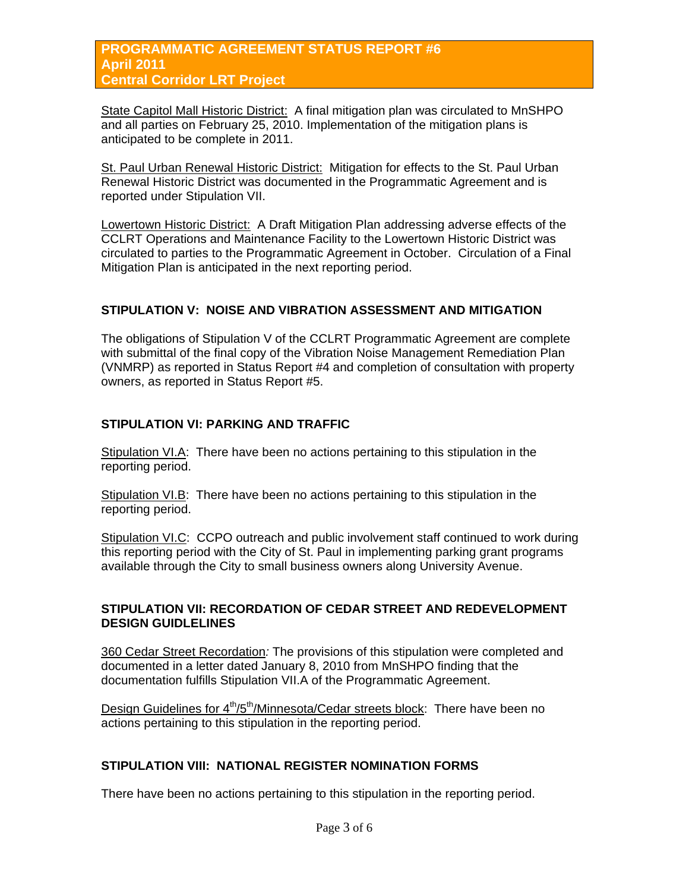State Capitol Mall Historic District: A final mitigation plan was circulated to MnSHPO and all parties on February 25, 2010. Implementation of the mitigation plans is anticipated to be complete in 2011.

St. Paul Urban Renewal Historic District: Mitigation for effects to the St. Paul Urban Renewal Historic District was documented in the Programmatic Agreement and is reported under Stipulation VII.

Lowertown Historic District: A Draft Mitigation Plan addressing adverse effects of the CCLRT Operations and Maintenance Facility to the Lowertown Historic District was circulated to parties to the Programmatic Agreement in October. Circulation of a Final Mitigation Plan is anticipated in the next reporting period.

## STIPULATION V: NOISE AND VIBRATION ASSESSMENT AND MITIGATION

The obligations of Stipulation V of the CCLRT Programmatic Agreement are complete with submittal of the final copy of the Vibration Noise Management Remediation Plan (VNMRP) as reported in Status Report #4 and completion of consultation with property owners, as reported in Status Report #5.

## STIPULATION VI: PARKING AND TRAFFIC

Stipulation VI.A: There have been no actions pertaining to this stipulation in the reporting period.

Stipulation VI.B: There have been no actions pertaining to this stipulation in the reporting period.

Stipulation VI.C: CCPO outreach and public involvement staff continued to work during this reporting period with the City of St. Paul in implementing parking grant programs available through the City to small business owners along University Avenue.

## STIPULATION VII: RECORDATION OF CEDAR STREET AND REDEVELOPMENT DESIGN GUIDELINES

360 Cedar Street Recordation*:* The provisions of this stipulation were completed and documented in a letter dated January 8, 2010 from MnSHPO finding that the documentation fulfills Stipulation VII.A of the Programmatic Agreement.

Design Guidelines for 4th/5th/Minnesota/Cedar streets block: There have been no actions pertaining to this stipulation in the reporting period.

## STIPULATION VIII: NATIONAL REGISTER NOMINATION FORMS

There have been no actions pertaining to this stipulation in the reporting period.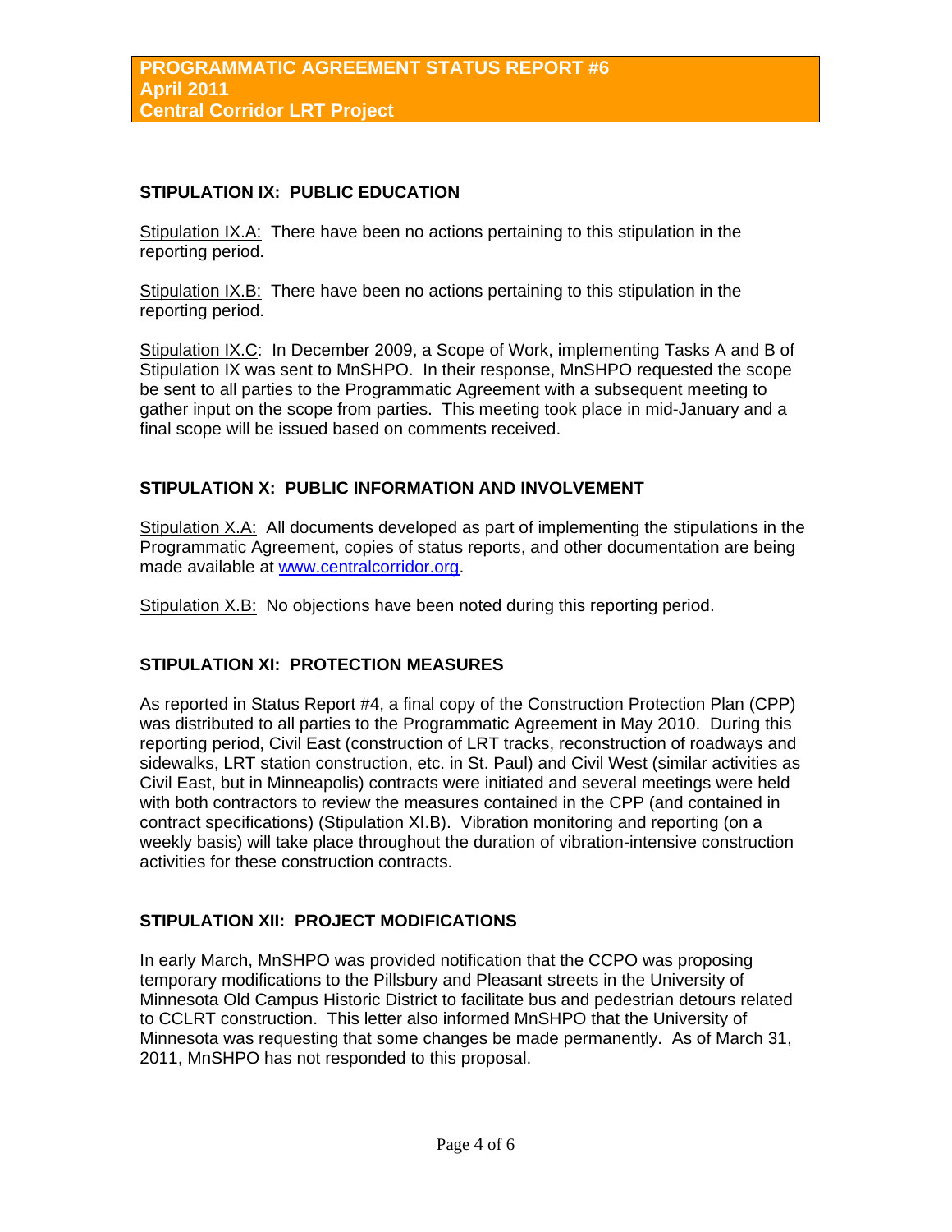**PROGRAMMATIC AGREEMENT STATUS REPORT #6**
**April 2011**
**Central Corridor LRT Project**

## STIPULATION IX: PUBLIC EDUCATION

Stipulation IX.A: There have been no actions pertaining to this stipulation in the reporting period.

Stipulation IX.B: There have been no actions pertaining to this stipulation in the reporting period.

Stipulation IX.C: In December 2009, a Scope of Work, implementing Tasks A and B of Stipulation IX was sent to MnSHPO. In their response, MnSHPO requested the scope be sent to all parties to the Programmatic Agreement with a subsequent meeting to gather input on the scope from parties. This meeting took place in mid-January and a final scope will be issued based on comments received.

## STIPULATION X: PUBLIC INFORMATION AND INVOLVEMENT

Stipulation X.A: All documents developed as part of implementing the stipulations in the Programmatic Agreement, copies of status reports, and other documentation are being made available at www.centralcorridor.org.

Stipulation X.B: No objections have been noted during this reporting period.

## STIPULATION XI: PROTECTION MEASURES

As reported in Status Report #4, a final copy of the Construction Protection Plan (CPP) was distributed to all parties to the Programmatic Agreement in May 2010. During this reporting period, Civil East (construction of LRT tracks, reconstruction of roadways and sidewalks, LRT station construction, etc. in St. Paul) and Civil West (similar activities as Civil East, but in Minneapolis) contracts were initiated and several meetings were held with both contractors to review the measures contained in the CPP (and contained in contract specifications) (Stipulation XI.B). Vibration monitoring and reporting (on a weekly basis) will take place throughout the duration of vibration-intensive construction activities for these construction contracts.

## STIPULATION XII: PROJECT MODIFICATIONS

In early March, MnSHPO was provided notification that the CCPO was proposing temporary modifications to the Pillsbury and Pleasant streets in the University of Minnesota Old Campus Historic District to facilitate bus and pedestrian detours related to CCLRT construction. This letter also informed MnSHPO that the University of Minnesota was requesting that some changes be made permanently. As of March 31, 2011, MnSHPO has not responded to this proposal.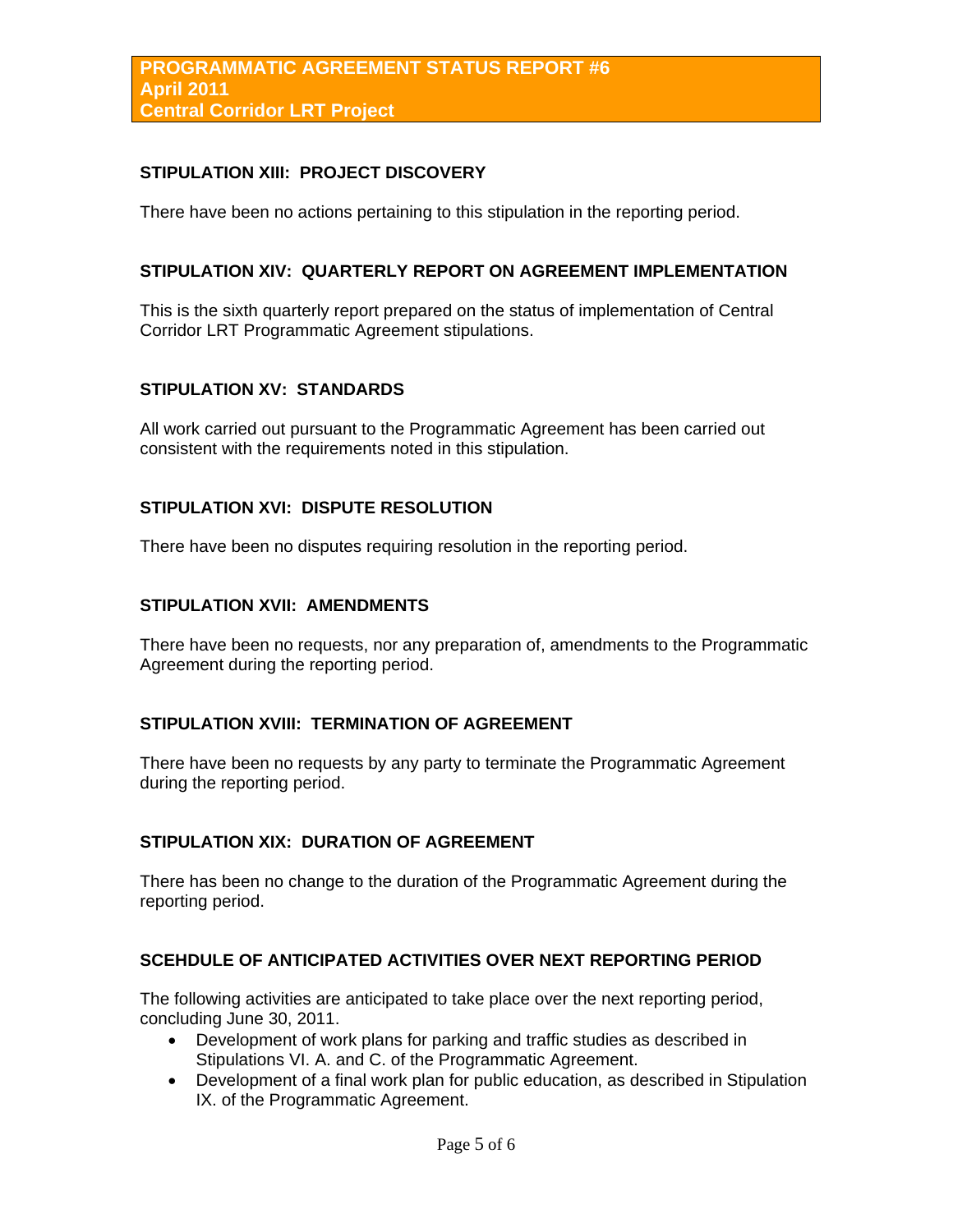### STIPULATION XIII: PROJECT DISCOVERY

There have been no actions pertaining to this stipulation in the reporting period.

### STIPULATION XIV: QUARTERLY REPORT ON AGREEMENT IMPLEMENTATION

This is the sixth quarterly report prepared on the status of implementation of Central Corridor LRT Programmatic Agreement stipulations.

### STIPULATION XV: STANDARDS

All work carried out pursuant to the Programmatic Agreement has been carried out consistent with the requirements noted in this stipulation.

### STIPULATION XVI: DISPUTE RESOLUTION

There have been no disputes requiring resolution in the reporting period.

### STIPULATION XVII: AMENDMENTS

There have been no requests, nor any preparation of, amendments to the Programmatic Agreement during the reporting period.

### STIPULATION XVIII: TERMINATION OF AGREEMENT

There have been no requests by any party to terminate the Programmatic Agreement during the reporting period.

### STIPULATION XIX: DURATION OF AGREEMENT

There has been no change to the duration of the Programmatic Agreement during the reporting period.

### SCEHDULE OF ANTICIPATED ACTIVITIES OVER NEXT REPORTING PERIOD

The following activities are anticipated to take place over the next reporting period, concluding June 30, 2011.

- Development of work plans for parking and traffic studies as described in Stipulations VI. A. and C. of the Programmatic Agreement.
- Development of a final work plan for public education, as described in Stipulation IX. of the Programmatic Agreement.